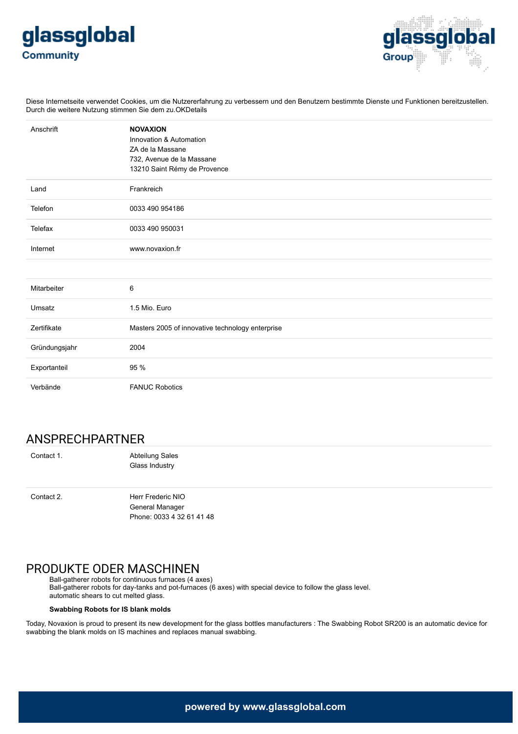Diese Internetseite verwendet Cookies, um die Nutzererfahrung zu verbessern und den Benutzern bestimmte Dienste und Funktionen bereitzustellen. Durch die weitere Nutzung stimmen Sie dem zu.OKDetails

| | |
|---|---|
| Anschrift | **NOVAXION**<br>Innovation & Automation<br>ZA de la Massane<br>732, Avenue de la Massane<br>13210 Saint Rémy de Provence |
| Land | Frankreich |
| Telefon | 0033 490 954186 |
| Telefax | 0033 490 950031 |
| Internet | www.novaxion.fr |

| | |
|---|---|
| Mitarbeiter | 6 |
| Umsatz | 1.5 Mio. Euro |
| Zertifikate | Masters 2005 of innovative technology enterprise |
| Gründungsjahr | 2004 |
| Exportanteil | 95 % |
| Verbände | FANUC Robotics |

## ANSPRECHPARTNER

| | |
|---|---|
| Contact 1. | Abteilung Sales<br>Glass Industry |
| Contact 2. | Herr Frederic NIO<br>General Manager<br>Phone: 0033 4 32 61 41 48 |

## PRODUKTE ODER MASCHINEN

Ball-gatherer robots for continuous furnaces (4 axes)
Ball-gatherer robots for day-tanks and pot-furnaces (6 axes) with special device to follow the glass level.
automatic shears to cut melted glass.

**Swabbing Robots for IS blank molds**

Today, Novaxion is proud to present its new development for the glass bottles manufacturers : The Swabbing Robot SR200 is an automatic device for swabbing the blank molds on IS machines and replaces manual swabbing.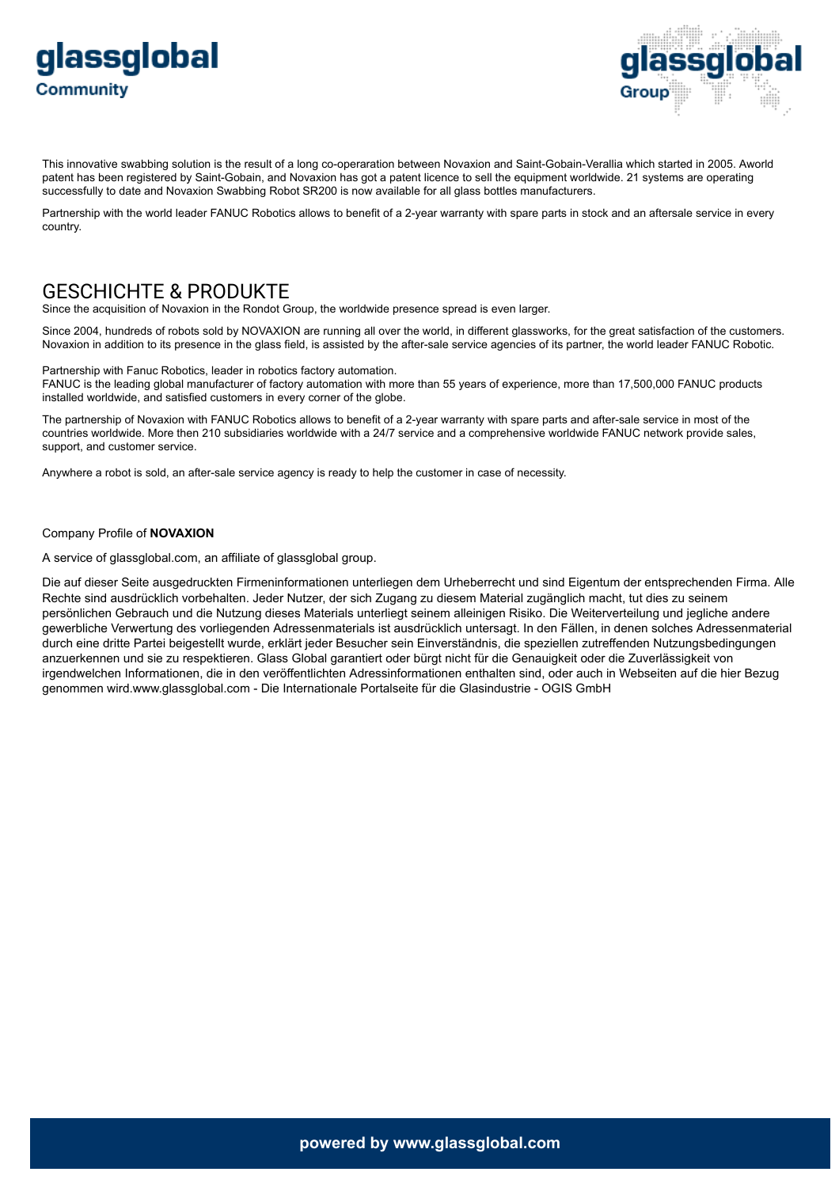This innovative swabbing solution is the result of a long co-operaration between Novaxion and Saint-Gobain-Verallia which started in 2005. Aworld patent has been registered by Saint-Gobain, and Novaxion has got a patent licence to sell the equipment worldwide. 21 systems are operating successfully to date and Novaxion Swabbing Robot SR200 is now available for all glass bottles manufacturers.

Partnership with the world leader FANUC Robotics allows to benefit of a 2-year warranty with spare parts in stock and an aftersale service in every country.

## GESCHICHTE & PRODUKTE

Since the acquisition of Novaxion in the Rondot Group, the worldwide presence spread is even larger.

Since 2004, hundreds of robots sold by NOVAXION are running all over the world, in different glassworks, for the great satisfaction of the customers. Novaxion in addition to its presence in the glass field, is assisted by the after-sale service agencies of its partner, the world leader FANUC Robotic.

Partnership with Fanuc Robotics, leader in robotics factory automation.
FANUC is the leading global manufacturer of factory automation with more than 55 years of experience, more than 17,500,000 FANUC products installed worldwide, and satisfied customers in every corner of the globe.

The partnership of Novaxion with FANUC Robotics allows to benefit of a 2-year warranty with spare parts and after-sale service in most of the countries worldwide. More then 210 subsidiaries worldwide with a 24/7 service and a comprehensive worldwide FANUC network provide sales, support, and customer service.

Anywhere a robot is sold, an after-sale service agency is ready to help the customer in case of necessity.

Company Profile of **NOVAXION**

A service of glassglobal.com, an affiliate of glassglobal group.

Die auf dieser Seite ausgedruckten Firmeninformationen unterliegen dem Urheberrecht und sind Eigentum der entsprechenden Firma. Alle Rechte sind ausdrücklich vorbehalten. Jeder Nutzer, der sich Zugang zu diesem Material zugänglich macht, tut dies zu seinem persönlichen Gebrauch und die Nutzung dieses Materials unterliegt seinem alleinigen Risiko. Die Weiterverteilung und jegliche andere gewerbliche Verwertung des vorliegenden Adressenmaterials ist ausdrücklich untersagt. In den Fällen, in denen solches Adressenmaterial durch eine dritte Partei beigestellt wurde, erklärt jeder Besucher sein Einverständnis, die speziellen zutreffenden Nutzungsbedingungen anzuerkennen und sie zu respektieren. Glass Global garantiert oder bürgt nicht für die Genauigkeit oder die Zuverlässigkeit von irgendwelchen Informationen, die in den veröffentlichten Adressinformationen enthalten sind, oder auch in Webseiten auf die hier Bezug genommen wird.www.glassglobal.com - Die Internationale Portalseite für die Glasindustrie - OGIS GmbH